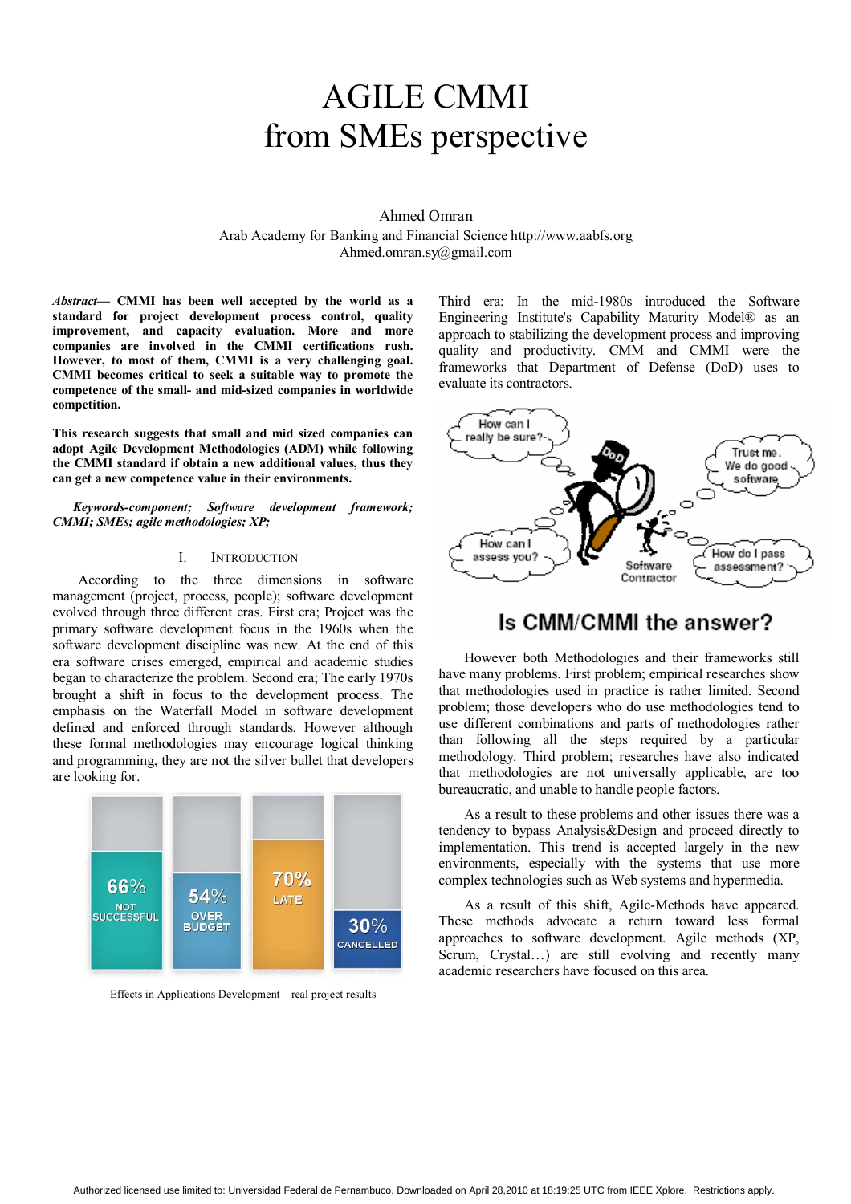# AGILE CMMI
# from SMEs perspective

Ahmed Omran

Arab Academy for Banking and Financial Science http://www.aabfs.org

Ahmed.omran.sy@gmail.com

***Abstract*— CMMI has been well accepted by the world as a standard for project development process control, quality improvement, and capacity evaluation. More and more companies are involved in the CMMI certifications rush. However, to most of them, CMMI is a very challenging goal. CMMI becomes critical to seek a suitable way to promote the competence of the small- and mid-sized companies in worldwide competition.**

**This research suggests that small and mid sized companies can adopt Agile Development Methodologies (ADM) while following the CMMI standard if obtain a new additional values, thus they can get a new competence value in their environments.**

***Keywords-component; Software development framework; CMMI; SMEs; agile methodologies; XP;***

## I. Introduction

According to the three dimensions in software management (project, process, people); software development evolved through three different eras. First era; Project was the primary software development focus in the 1960s when the software development discipline was new. At the end of this era software crises emerged, empirical and academic studies began to characterize the problem. Second era; The early 1970s brought a shift in focus to the development process. The emphasis on the Waterfall Model in software development defined and enforced through standards. However although these formal methodologies may encourage logical thinking and programming, they are not the silver bullet that developers are looking for.

Effects in Applications Development – real project results

Third era: In the mid-1980s introduced the Software Engineering Institute's Capability Maturity Model® as an approach to stabilizing the development process and improving quality and productivity. CMM and CMMI were the frameworks that Department of Defense (DoD) uses to evaluate its contractors.

However both Methodologies and their frameworks still have many problems. First problem; empirical researches show that methodologies used in practice is rather limited. Second problem; those developers who do use methodologies tend to use different combinations and parts of methodologies rather than following all the steps required by a particular methodology. Third problem; researches have also indicated that methodologies are not universally applicable, are too bureaucratic, and unable to handle people factors.

As a result to these problems and other issues there was a tendency to bypass Analysis&Design and proceed directly to implementation. This trend is accepted largely in the new environments, especially with the systems that use more complex technologies such as Web systems and hypermedia.

As a result of this shift, Agile-Methods have appeared. These methods advocate a return toward less formal approaches to software development. Agile methods (XP, Scrum, Crystal…) are still evolving and recently many academic researchers have focused on this area.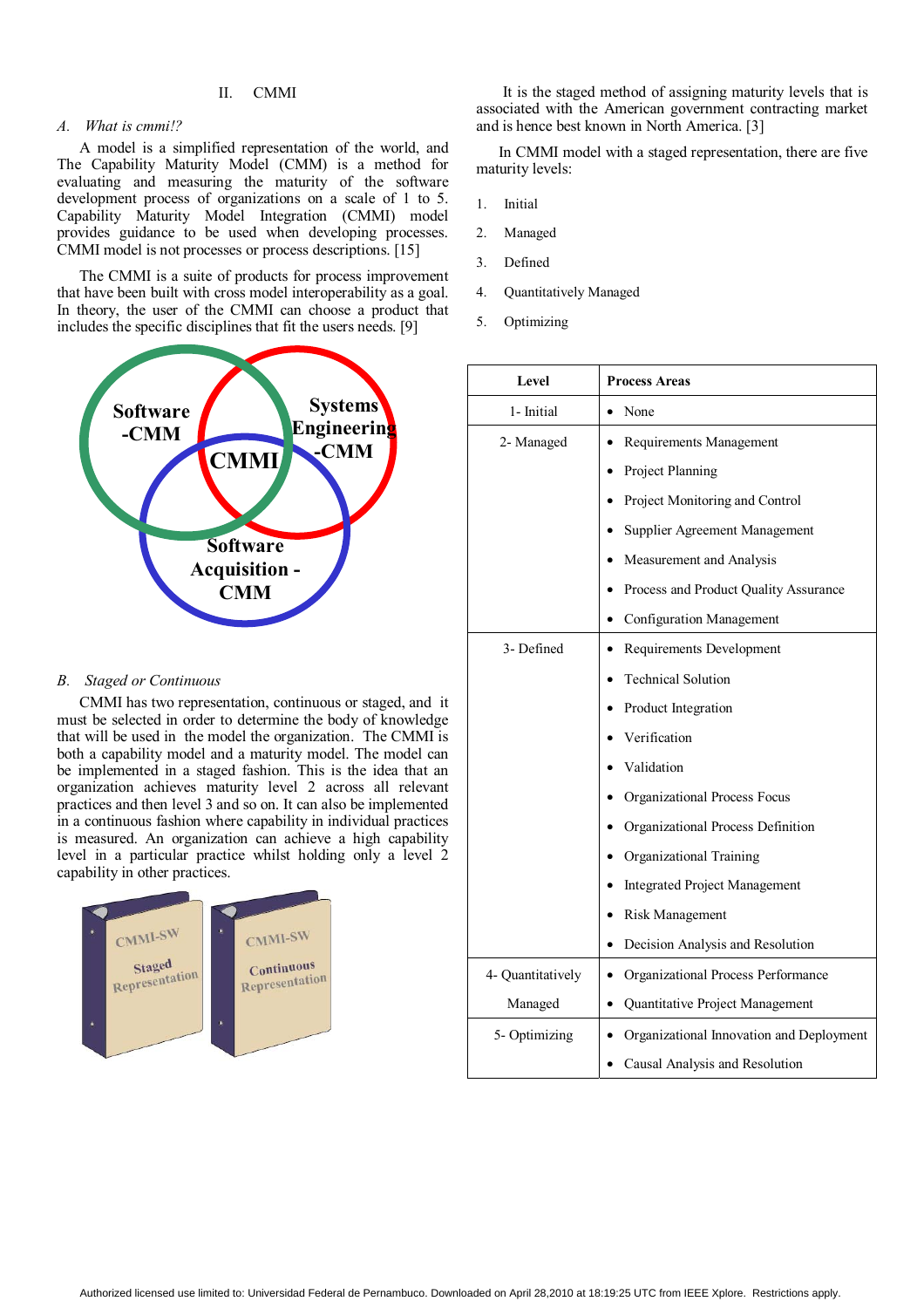## II. CMMI

### A. What is cmmi!?

A model is a simplified representation of the world, and The Capability Maturity Model (CMM) is a method for evaluating and measuring the maturity of the software development process of organizations on a scale of 1 to 5. Capability Maturity Model Integration (CMMI) model provides guidance to be used when developing processes. CMMI model is not processes or process descriptions. [15]

The CMMI is a suite of products for process improvement that have been built with cross model interoperability as a goal. In theory, the user of the CMMI can choose a product that includes the specific disciplines that fit the users needs. [9]

### B. Staged or Continuous

CMMI has two representation, continuous or staged, and it must be selected in order to determine the body of knowledge that will be used in the model the organization. The CMMI is both a capability model and a maturity model. The model can be implemented in a staged fashion. This is the idea that an organization achieves maturity level 2 across all relevant practices and then level 3 and so on. It can also be implemented in a continuous fashion where capability in individual practices is measured. An organization can achieve a high capability level in a particular practice whilst holding only a level 2 capability in other practices.

It is the staged method of assigning maturity levels that is associated with the American government contracting market and is hence best known in North America. [3]

In CMMI model with a staged representation, there are five maturity levels:

1. Initial
2. Managed
3. Defined
4. Quantitatively Managed
5. Optimizing

| Level | Process Areas |
| --- | --- |
| 1- Initial | • None |
| 2- Managed | • Requirements Management<br>• Project Planning<br>• Project Monitoring and Control<br>• Supplier Agreement Management<br>• Measurement and Analysis<br>• Process and Product Quality Assurance<br>• Configuration Management |
| 3- Defined | • Requirements Development<br>• Technical Solution<br>• Product Integration<br>• Verification<br>• Validation<br>• Organizational Process Focus<br>• Organizational Process Definition<br>• Organizational Training<br>• Integrated Project Management<br>• Risk Management<br>• Decision Analysis and Resolution |
| 4- Quantitatively Managed | • Organizational Process Performance<br>• Quantitative Project Management |
| 5- Optimizing | • Organizational Innovation and Deployment<br>• Causal Analysis and Resolution |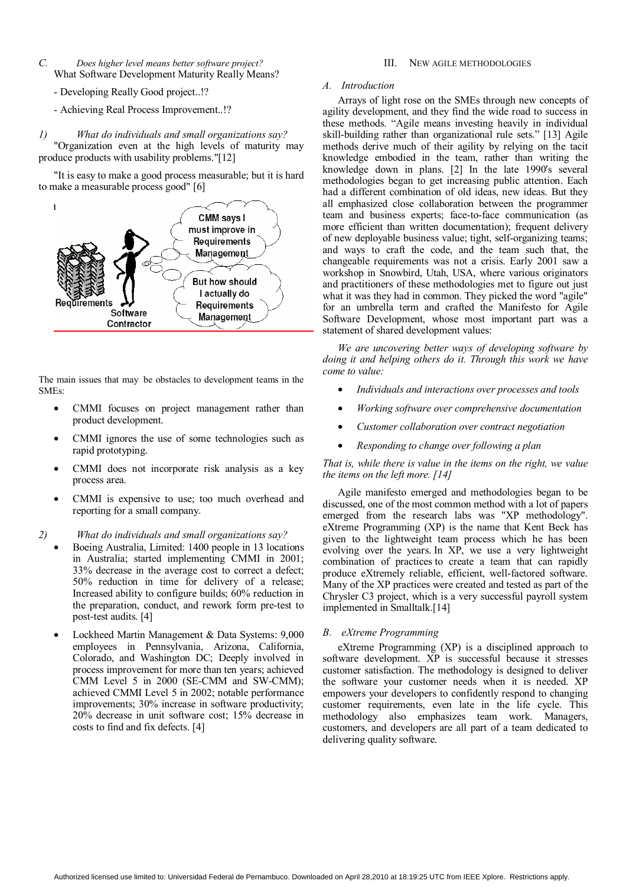### C. *Does higher level means better software project?*

What Software Development Maturity Really Means?

- Developing Really Good project..!?

- Achieving Real Process Improvement..!?

#### 1) *What do individuals and small organizations say?*

"Organization even at the high levels of maturity may produce products with usability problems."[12]

"It is easy to make a good process measurable; but it is hard to make a measurable process good" [6]

CMM says I must improve in Requirements Management

But how should I actually do Requirements Management

Requirements

Software Contractor

The main issues that may be obstacles to development teams in the SMEs:

- CMMI focuses on project management rather than product development.
- CMMI ignores the use of some technologies such as rapid prototyping.
- CMMI does not incorporate risk analysis as a key process area.
- CMMI is expensive to use; too much overhead and reporting for a small company.

#### 2) *What do individuals and small organizations say?*

- Boeing Australia, Limited: 1400 people in 13 locations in Australia; started implementing CMMI in 2001; 33% decrease in the average cost to correct a defect; 50% reduction in time for delivery of a release; Increased ability to configure builds; 60% reduction in the preparation, conduct, and rework form pre-test to post-test audits. [4]
- Lockheed Martin Management & Data Systems: 9,000 employees in Pennsylvania, Arizona, California, Colorado, and Washington DC; Deeply involved in process improvement for more than ten years; achieved CMM Level 5 in 2000 (SE-CMM and SW-CMM); achieved CMMI Level 5 in 2002; notable performance improvements; 30% increase in software productivity; 20% decrease in unit software cost; 15% decrease in costs to find and fix defects. [4]

## III. New Agile Methodologies

### A. *Introduction*

Arrays of light rose on the SMEs through new concepts of agility development, and they find the wide road to success in these methods. "Agile means investing heavily in individual skill-building rather than organizational rule sets." [13] Agile methods derive much of their agility by relying on the tacit knowledge embodied in the team, rather than writing the knowledge down in plans. [2] In the late 1990's several methodologies began to get increasing public attention. Each had a different combination of old ideas, new ideas. But they all emphasized close collaboration between the programmer team and business experts; face-to-face communication (as more efficient than written documentation); frequent delivery of new deployable business value; tight, self-organizing teams; and ways to craft the code, and the team such that, the changeable requirements was not a crisis. Early 2001 saw a workshop in Snowbird, Utah, USA, where various originators and practitioners of these methodologies met to figure out just what it was they had in common. They picked the word "agile" for an umbrella term and crafted the Manifesto for Agile Software Development, whose most important part was a statement of shared development values:

*We are uncovering better ways of developing software by doing it and helping others do it. Through this work we have come to value:*

- *Individuals and interactions over processes and tools*
- *Working software over comprehensive documentation*
- *Customer collaboration over contract negotiation*
- *Responding to change over following a plan*

*That is, while there is value in the items on the right, we value the items on the left more. [14]*

Agile manifesto emerged and methodologies began to be discussed, one of the most common method with a lot of papers emerged from the research labs was "XP methodology". eXtreme Programming (XP) is the name that Kent Beck has given to the lightweight team process which he has been evolving over the years. In XP, we use a very lightweight combination of practices to create a team that can rapidly produce eXtremely reliable, efficient, well-factored software. Many of the XP practices were created and tested as part of the Chrysler C3 project, which is a very successful payroll system implemented in Smalltalk.[14]

### B. *eXtreme Programming*

eXtreme Programming (XP) is a disciplined approach to software development. XP is successful because it stresses customer satisfaction. The methodology is designed to deliver the software your customer needs when it is needed. XP empowers your developers to confidently respond to changing customer requirements, even late in the life cycle. This methodology also emphasizes team work. Managers, customers, and developers are all part of a team dedicated to delivering quality software.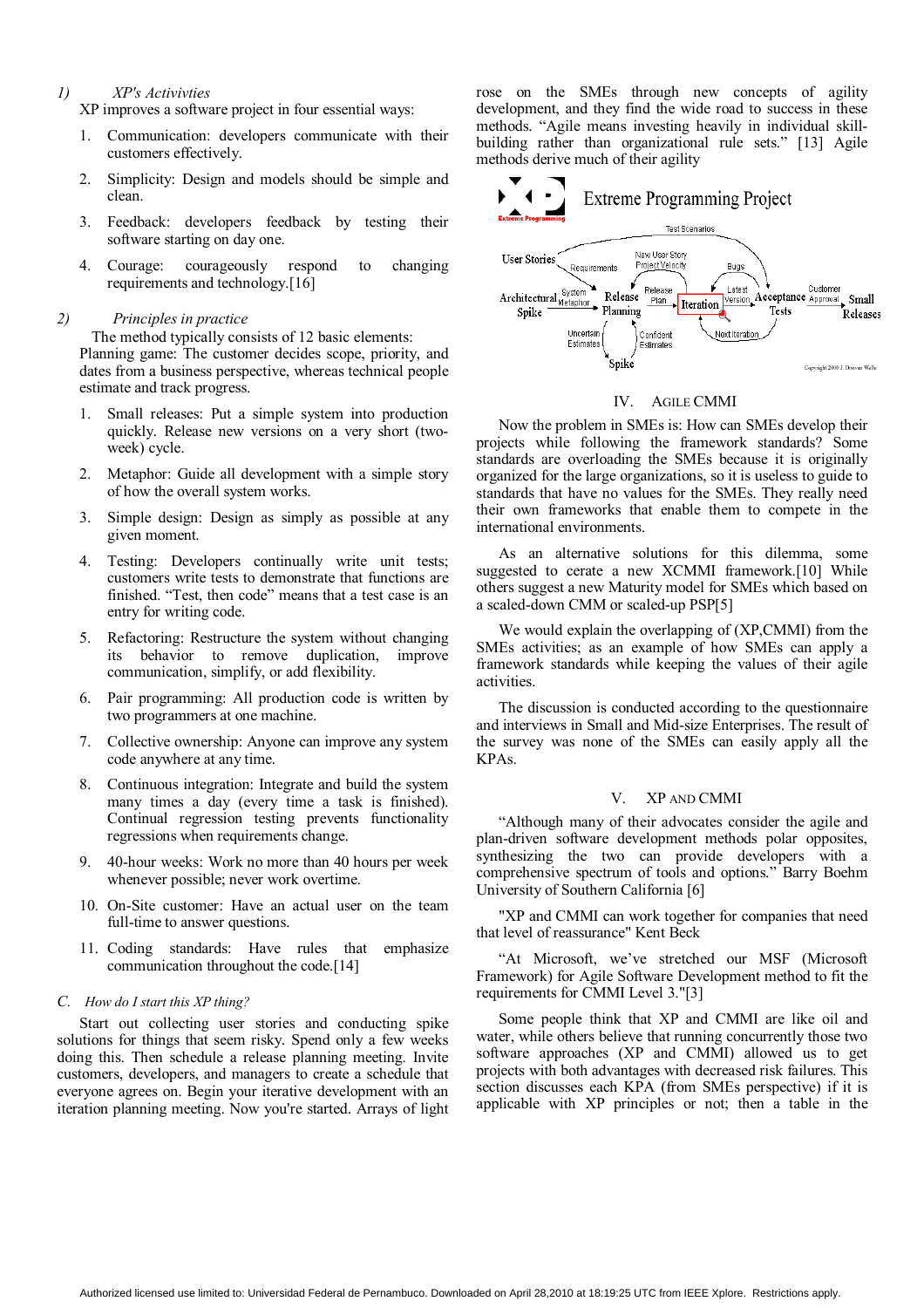*1) XP's Activivties*

XP improves a software project in four essential ways:

1. Communication: developers communicate with their customers effectively.
2. Simplicity: Design and models should be simple and clean.
3. Feedback: developers feedback by testing their software starting on day one.
4. Courage: courageously respond to changing requirements and technology.[16]

*2) Principles in practice*

The method typically consists of 12 basic elements:
Planning game: The customer decides scope, priority, and dates from a business perspective, whereas technical people estimate and track progress.

1. Small releases: Put a simple system into production quickly. Release new versions on a very short (two-week) cycle.
2. Metaphor: Guide all development with a simple story of how the overall system works.
3. Simple design: Design as simply as possible at any given moment.
4. Testing: Developers continually write unit tests; customers write tests to demonstrate that functions are finished. "Test, then code" means that a test case is an entry for writing code.
5. Refactoring: Restructure the system without changing its behavior to remove duplication, improve communication, simplify, or add flexibility.
6. Pair programming: All production code is written by two programmers at one machine.
7. Collective ownership: Anyone can improve any system code anywhere at any time.
8. Continuous integration: Integrate and build the system many times a day (every time a task is finished). Continual regression testing prevents functionality regressions when requirements change.
9. 40-hour weeks: Work no more than 40 hours per week whenever possible; never work overtime.
10. On-Site customer: Have an actual user on the team full-time to answer questions.
11. Coding standards: Have rules that emphasize communication throughout the code.[14]

### *C. How do I start this XP thing?*

Start out collecting user stories and conducting spike solutions for things that seem risky. Spend only a few weeks doing this. Then schedule a release planning meeting. Invite customers, developers, and managers to create a schedule that everyone agrees on. Begin your iterative development with an iteration planning meeting. Now you're started. Arrays of light rose on the SMEs through new concepts of agility development, and they find the wide road to success in these methods. "Agile means investing heavily in individual skill-building rather than organizational rule sets." [13] Agile methods derive much of their agility

Extreme Programming Project

## IV. AGILE CMMI

Now the problem in SMEs is: How can SMEs develop their projects while following the framework standards? Some standards are overloading the SMEs because it is originally organized for the large organizations, so it is useless to guide to standards that have no values for the SMEs. They really need their own frameworks that enable them to compete in the international environments.

As an alternative solutions for this dilemma, some suggested to cerate a new XCMMI framework.[10] While others suggest a new Maturity model for SMEs which based on a scaled-down CMM or scaled-up PSP[5]

We would explain the overlapping of (XP,CMMI) from the SMEs activities; as an example of how SMEs can apply a framework standards while keeping the values of their agile activities.

The discussion is conducted according to the questionnaire and interviews in Small and Mid-size Enterprises. The result of the survey was none of the SMEs can easily apply all the KPAs.

## V. XP AND CMMI

"Although many of their advocates consider the agile and plan-driven software development methods polar opposites, synthesizing the two can provide developers with a comprehensive spectrum of tools and options." Barry Boehm University of Southern California [6]

"XP and CMMI can work together for companies that need that level of reassurance" Kent Beck

"At Microsoft, we've stretched our MSF (Microsoft Framework) for Agile Software Development method to fit the requirements for CMMI Level 3."[3]

Some people think that XP and CMMI are like oil and water, while others believe that running concurrently those two software approaches (XP and CMMI) allowed us to get projects with both advantages with decreased risk failures. This section discusses each KPA (from SMEs perspective) if it is applicable with XP principles or not; then a table in the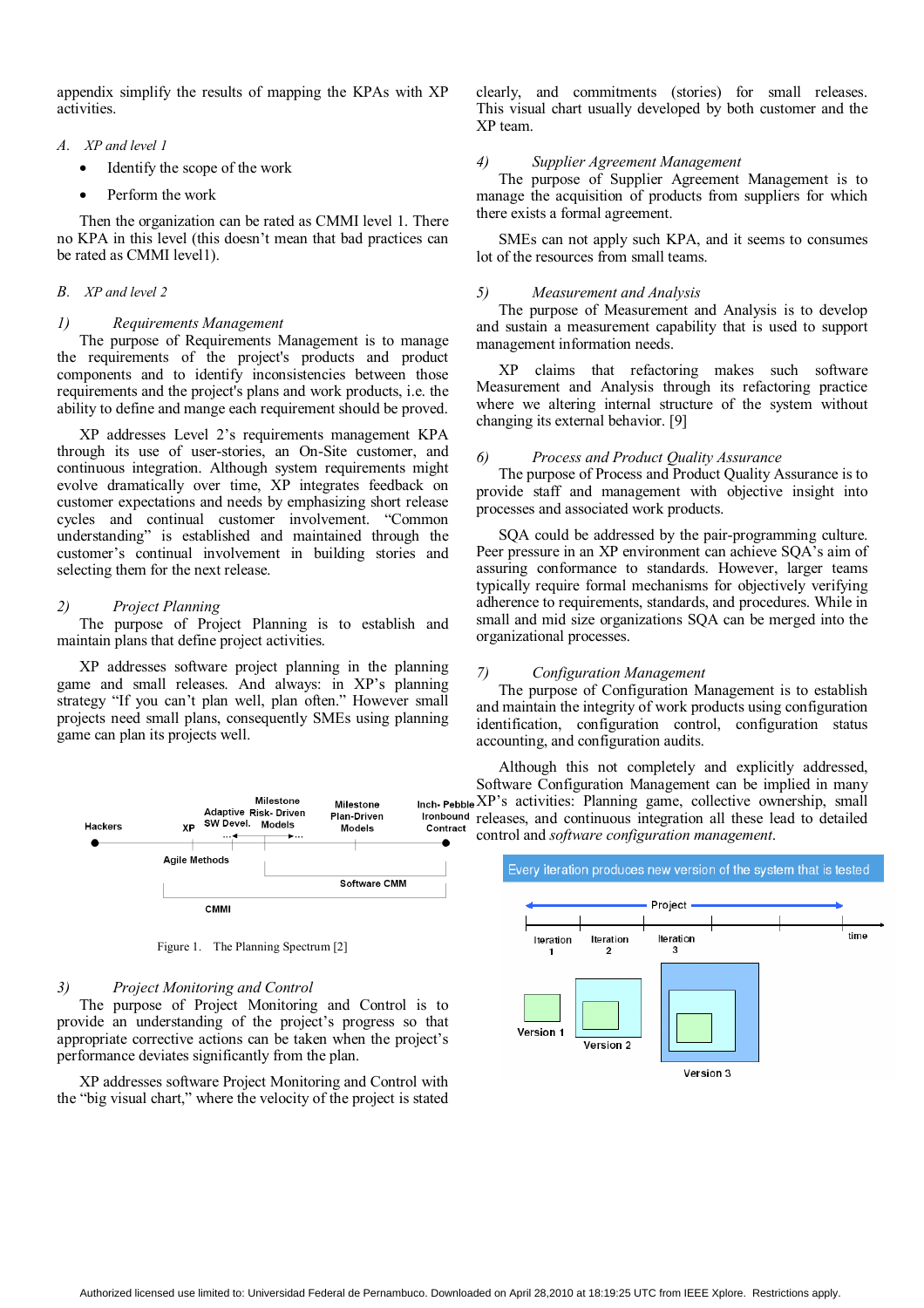appendix simplify the results of mapping the KPAs with XP activities.

*A. XP and level 1*

- Identify the scope of the work
- Perform the work

Then the organization can be rated as CMMI level 1. There no KPA in this level (this doesn't mean that bad practices can be rated as CMMI level1).

*B. XP and level 2*

*1) Requirements Management*

The purpose of Requirements Management is to manage the requirements of the project's products and product components and to identify inconsistencies between those requirements and the project's plans and work products, i.e. the ability to define and mange each requirement should be proved.

XP addresses Level 2's requirements management KPA through its use of user-stories, an On-Site customer, and continuous integration. Although system requirements might evolve dramatically over time, XP integrates feedback on customer expectations and needs by emphasizing short release cycles and continual customer involvement. "Common understanding" is established and maintained through the customer's continual involvement in building stories and selecting them for the next release.

*2) Project Planning*

The purpose of Project Planning is to establish and maintain plans that define project activities.

XP addresses software project planning in the planning game and small releases. And always: in XP's planning strategy "If you can't plan well, plan often." However small projects need small plans, consequently SMEs using planning game can plan its projects well.

Figure 1. The Planning Spectrum [2]

*3) Project Monitoring and Control*

The purpose of Project Monitoring and Control is to provide an understanding of the project's progress so that appropriate corrective actions can be taken when the project's performance deviates significantly from the plan.

XP addresses software Project Monitoring and Control with the "big visual chart," where the velocity of the project is stated clearly, and commitments (stories) for small releases. This visual chart usually developed by both customer and the XP team.

*4) Supplier Agreement Management*

The purpose of Supplier Agreement Management is to manage the acquisition of products from suppliers for which there exists a formal agreement.

SMEs can not apply such KPA, and it seems to consumes lot of the resources from small teams.

*5) Measurement and Analysis*

The purpose of Measurement and Analysis is to develop and sustain a measurement capability that is used to support management information needs.

XP claims that refactoring makes such software Measurement and Analysis through its refactoring practice where we altering internal structure of the system without changing its external behavior. [9]

*6) Process and Product Quality Assurance*

The purpose of Process and Product Quality Assurance is to provide staff and management with objective insight into processes and associated work products.

SQA could be addressed by the pair-programming culture. Peer pressure in an XP environment can achieve SQA's aim of assuring conformance to standards. However, larger teams typically require formal mechanisms for objectively verifying adherence to requirements, standards, and procedures. While in small and mid size organizations SQA can be merged into the organizational processes.

*7) Configuration Management*

The purpose of Configuration Management is to establish and maintain the integrity of work products using configuration identification, configuration control, configuration status accounting, and configuration audits.

Although this not completely and explicitly addressed, Software Configuration Management can be implied in many XP's activities: Planning game, collective ownership, small releases, and continuous integration all these lead to detailed control and *software configuration management*.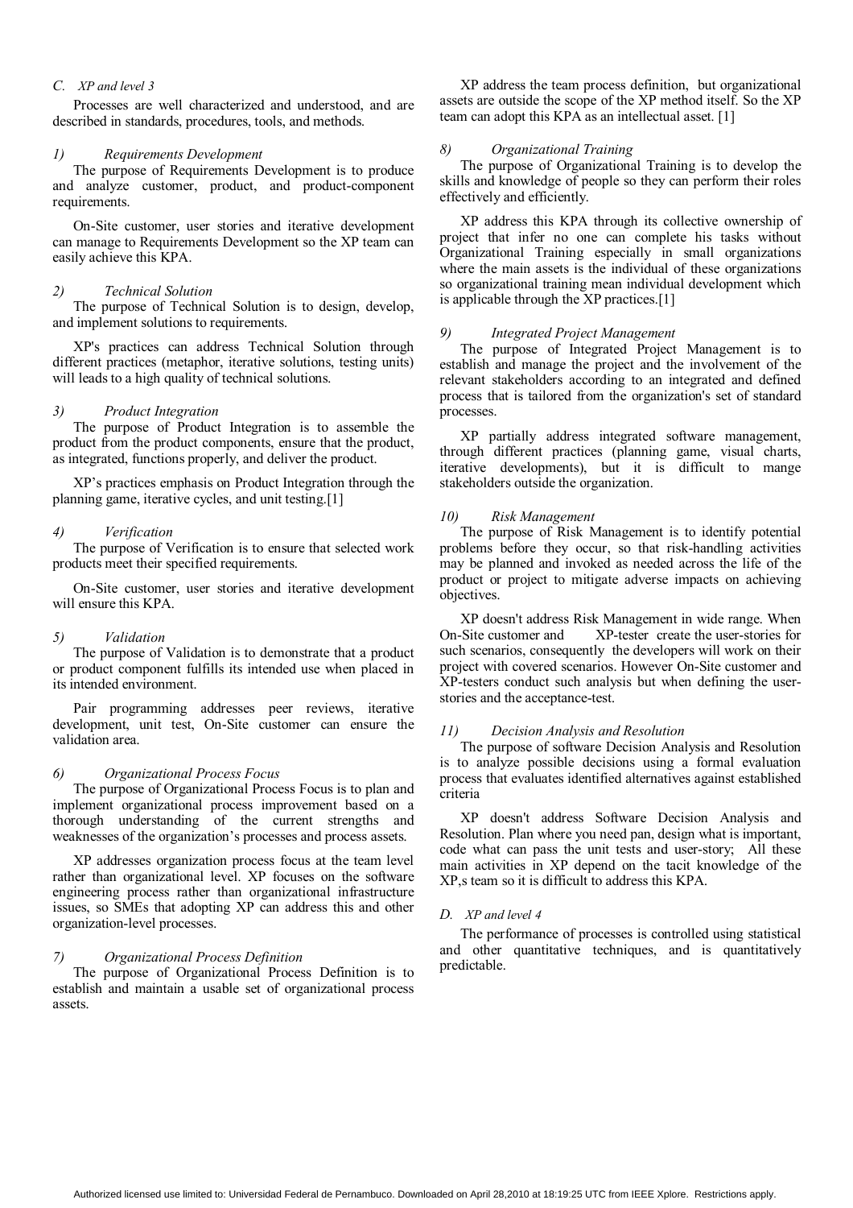### *C. XP and level 3*

Processes are well characterized and understood, and are described in standards, procedures, tools, and methods.

#### *1) Requirements Development*

The purpose of Requirements Development is to produce and analyze customer, product, and product-component requirements.

On-Site customer, user stories and iterative development can manage to Requirements Development so the XP team can easily achieve this KPA.

#### *2) Technical Solution*

The purpose of Technical Solution is to design, develop, and implement solutions to requirements.

XP's practices can address Technical Solution through different practices (metaphor, iterative solutions, testing units) will leads to a high quality of technical solutions.

#### *3) Product Integration*

The purpose of Product Integration is to assemble the product from the product components, ensure that the product, as integrated, functions properly, and deliver the product.

XP's practices emphasis on Product Integration through the planning game, iterative cycles, and unit testing.[1]

#### *4) Verification*

The purpose of Verification is to ensure that selected work products meet their specified requirements.

On-Site customer, user stories and iterative development will ensure this KPA.

#### *5) Validation*

The purpose of Validation is to demonstrate that a product or product component fulfills its intended use when placed in its intended environment.

Pair programming addresses peer reviews, iterative development, unit test, On-Site customer can ensure the validation area.

#### *6) Organizational Process Focus*

The purpose of Organizational Process Focus is to plan and implement organizational process improvement based on a thorough understanding of the current strengths and weaknesses of the organization's processes and process assets.

XP addresses organization process focus at the team level rather than organizational level. XP focuses on the software engineering process rather than organizational infrastructure issues, so SMEs that adopting XP can address this and other organization-level processes.

#### *7) Organizational Process Definition*

The purpose of Organizational Process Definition is to establish and maintain a usable set of organizational process assets.

XP address the team process definition, but organizational assets are outside the scope of the XP method itself. So the XP team can adopt this KPA as an intellectual asset. [1]

#### *8) Organizational Training*

The purpose of Organizational Training is to develop the skills and knowledge of people so they can perform their roles effectively and efficiently.

XP address this KPA through its collective ownership of project that infer no one can complete his tasks without Organizational Training especially in small organizations where the main assets is the individual of these organizations so organizational training mean individual development which is applicable through the XP practices.[1]

#### *9) Integrated Project Management*

The purpose of Integrated Project Management is to establish and manage the project and the involvement of the relevant stakeholders according to an integrated and defined process that is tailored from the organization's set of standard processes.

XP partially address integrated software management, through different practices (planning game, visual charts, iterative developments), but it is difficult to mange stakeholders outside the organization.

#### *10) Risk Management*

The purpose of Risk Management is to identify potential problems before they occur, so that risk-handling activities may be planned and invoked as needed across the life of the product or project to mitigate adverse impacts on achieving objectives.

XP doesn't address Risk Management in wide range. When On-Site customer and XP-tester create the user-stories for such scenarios, consequently the developers will work on their project with covered scenarios. However On-Site customer and XP-testers conduct such analysis but when defining the user-stories and the acceptance-test.

#### *11) Decision Analysis and Resolution*

The purpose of software Decision Analysis and Resolution is to analyze possible decisions using a formal evaluation process that evaluates identified alternatives against established criteria

XP doesn't address Software Decision Analysis and Resolution. Plan where you need pan, design what is important, code what can pass the unit tests and user-story; All these main activities in XP depend on the tacit knowledge of the XP,s team so it is difficult to address this KPA.

### *D. XP and level 4*

The performance of processes is controlled using statistical and other quantitative techniques, and is quantitatively predictable.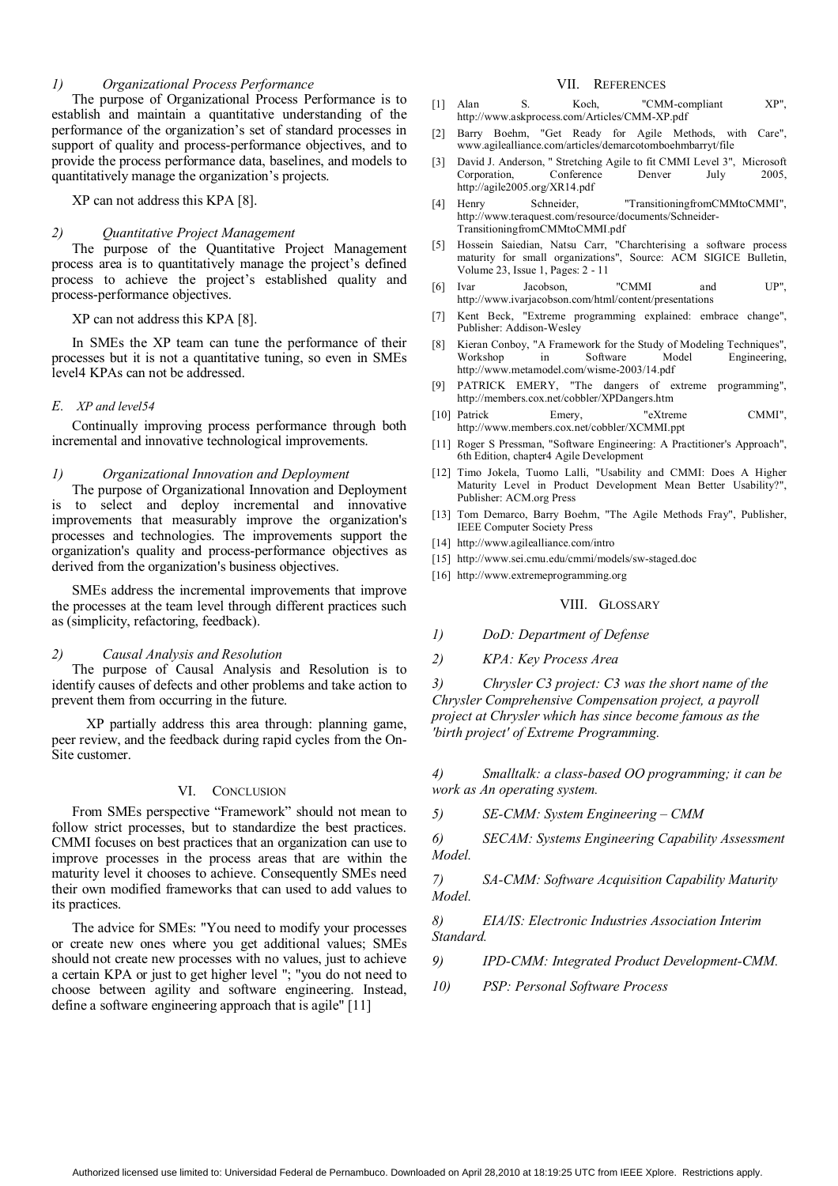#### 1) Organizational Process Performance

The purpose of Organizational Process Performance is to establish and maintain a quantitative understanding of the performance of the organization's set of standard processes in support of quality and process-performance objectives, and to provide the process performance data, baselines, and models to quantitatively manage the organization's projects.

XP can not address this KPA [8].

#### 2) Quantitative Project Management

The purpose of the Quantitative Project Management process area is to quantitatively manage the project's defined process to achieve the project's established quality and process-performance objectives.

XP can not address this KPA [8].

In SMEs the XP team can tune the performance of their processes but it is not a quantitative tuning, so even in SMEs level4 KPAs can not be addressed.

### E. XP and level54

Continually improving process performance through both incremental and innovative technological improvements.

#### 1) Organizational Innovation and Deployment

The purpose of Organizational Innovation and Deployment is to select and deploy incremental and innovative improvements that measurably improve the organization's processes and technologies. The improvements support the organization's quality and process-performance objectives as derived from the organization's business objectives.

SMEs address the incremental improvements that improve the processes at the team level through different practices such as (simplicity, refactoring, feedback).

#### 2) Causal Analysis and Resolution

The purpose of Causal Analysis and Resolution is to identify causes of defects and other problems and take action to prevent them from occurring in the future.

XP partially address this area through: planning game, peer review, and the feedback during rapid cycles from the On-Site customer.

## VI. Conclusion

From SMEs perspective "Framework" should not mean to follow strict processes, but to standardize the best practices. CMMI focuses on best practices that an organization can use to improve processes in the process areas that are within the maturity level it chooses to achieve. Consequently SMEs need their own modified frameworks that can used to add values to its practices.

The advice for SMEs: "You need to modify your processes or create new ones where you get additional values; SMEs should not create new processes with no values, just to achieve a certain KPA or just to get higher level "; "you do not need to choose between agility and software engineering. Instead, define a software engineering approach that is agile" [11]

## VII. References

[1] Alan S. Koch, "CMM-compliant XP", http://www.askprocess.com/Articles/CMM-XP.pdf

[2] Barry Boehm, "Get Ready for Agile Methods, with Care", www.agilealliance.com/articles/demarcotomboehmbarryt/file

[3] David J. Anderson, " Stretching Agile to fit CMMI Level 3", Microsoft Corporation, Conference Denver July 2005, http://agile2005.org/XR14.pdf

[4] Henry Schneider, "TransitioningfromCMMtoCMMI", http://www.teraquest.com/resource/documents/Schneider-TransitioningfromCMMtoCMMI.pdf

[5] Hossein Saiedian, Natsu Carr, "Charchterising a software process maturity for small organizations", Source: ACM SIGICE Bulletin, Volume 23, Issue 1, Pages: 2 - 11

[6] Ivar Jacobson, "CMMI and UP", http://www.ivarjacobson.com/html/content/presentations

[7] Kent Beck, "Extreme programming explained: embrace change", Publisher: Addison-Wesley

[8] Kieran Conboy, "A Framework for the Study of Modeling Techniques", Workshop in Software Model Engineering, http://www.metamodel.com/wisme-2003/14.pdf

[9] PATRICK EMERY, "The dangers of extreme programming", http://members.cox.net/cobbler/XPDangers.htm

[10] Patrick Emery, "eXtreme CMMI", http://www.members.cox.net/cobbler/XCMMI.ppt

[11] Roger S Pressman, "Software Engineering: A Practitioner's Approach", 6th Edition, chapter4 Agile Development

[12] Timo Jokela, Tuomo Lalli, "Usability and CMMI: Does A Higher Maturity Level in Product Development Mean Better Usability?", Publisher: ACM.org Press

[13] Tom Demarco, Barry Boehm, "The Agile Methods Fray", Publisher, IEEE Computer Society Press

[14] http://www.agilealliance.com/intro

[15] http://www.sei.cmu.edu/cmmi/models/sw-staged.doc

[16] http://www.extremeprogramming.org

## VIII. Glossary

1) *DoD: Department of Defense*

2) *KPA: Key Process Area*

3) *Chrysler C3 project: C3 was the short name of the Chrysler Comprehensive Compensation project, a payroll project at Chrysler which has since become famous as the 'birth project' of Extreme Programming.*

4) *Smalltalk: a class-based OO programming; it can be work as An operating system.*

5) *SE-CMM: System Engineering – CMM*

6) *SECAM: Systems Engineering Capability Assessment Model.*

7) *SA-CMM: Software Acquisition Capability Maturity Model.*

8) *EIA/IS: Electronic Industries Association Interim Standard.*

9) *IPD-CMM: Integrated Product Development-CMM.*

10) *PSP: Personal Software Process*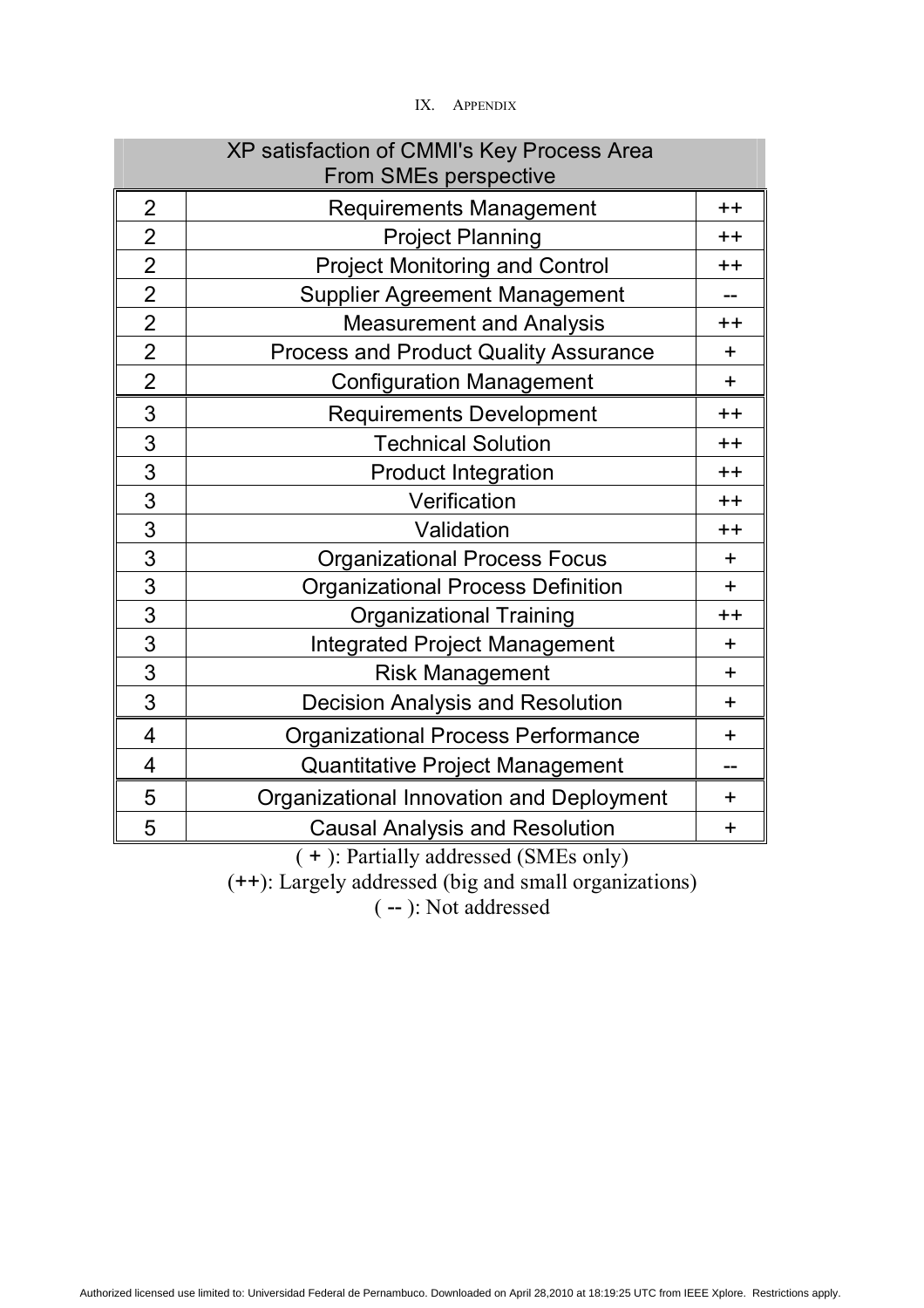## IX. APPENDIX

| XP satisfaction of CMMI's Key Process Area From SMEs perspective | | |
|---|---|---|
| 2 | Requirements Management | ++ |
| 2 | Project Planning | ++ |
| 2 | Project Monitoring and Control | ++ |
| 2 | Supplier Agreement Management | -- |
| 2 | Measurement and Analysis | ++ |
| 2 | Process and Product Quality Assurance | + |
| 2 | Configuration Management | + |
| 3 | Requirements Development | ++ |
| 3 | Technical Solution | ++ |
| 3 | Product Integration | ++ |
| 3 | Verification | ++ |
| 3 | Validation | ++ |
| 3 | Organizational Process Focus | + |
| 3 | Organizational Process Definition | + |
| 3 | Organizational Training | ++ |
| 3 | Integrated Project Management | + |
| 3 | Risk Management | + |
| 3 | Decision Analysis and Resolution | + |
| 4 | Organizational Process Performance | + |
| 4 | Quantitative Project Management | -- |
| 5 | Organizational Innovation and Deployment | + |
| 5 | Causal Analysis and Resolution | + |

( + ): Partially addressed (SMEs only)

(++): Largely addressed (big and small organizations)

( -- ): Not addressed